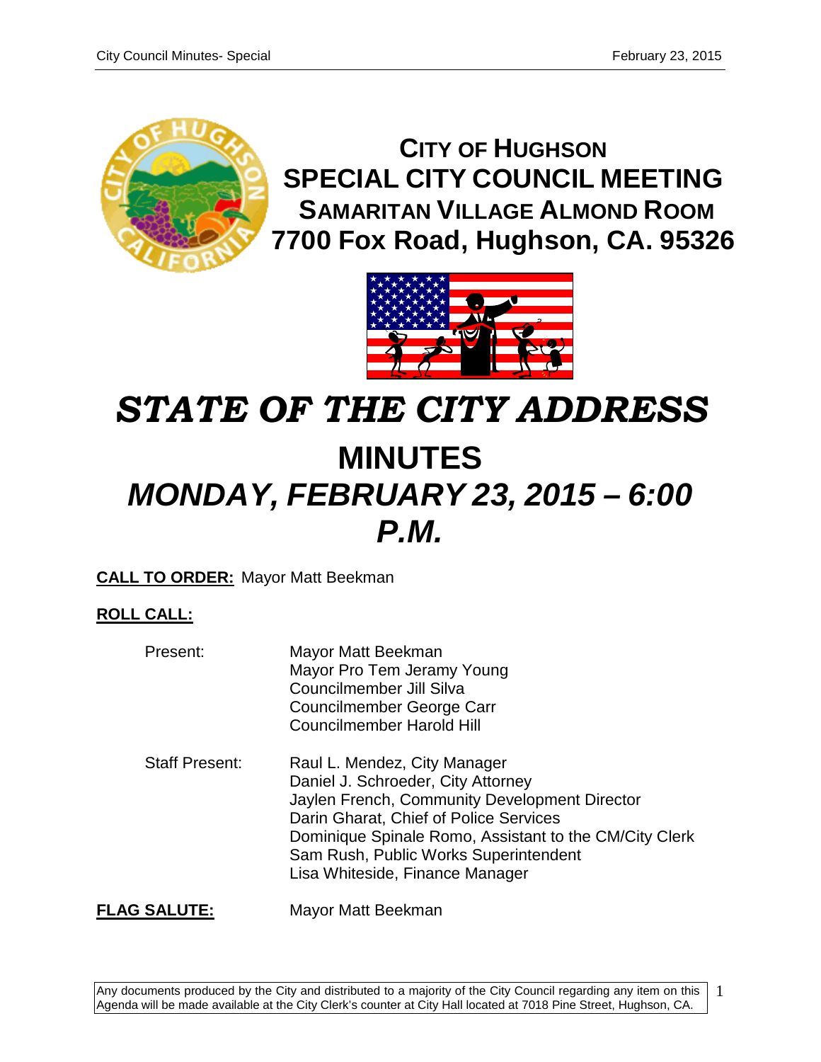# CITY OF HUGHSON
# SPECIAL CITY COUNCIL MEETING
## SAMARITAN VILLAGE ALMOND ROOM
## 7700 Fox Road, Hughson, CA. 95326

# *STATE OF THE CITY ADDRESS*

# MINUTES

## *MONDAY, FEBRUARY 23, 2015 – 6:00 P.M.*

**CALL TO ORDER:** Mayor Matt Beekman

**ROLL CALL:**

Present:
- Mayor Matt Beekman
- Mayor Pro Tem Jeramy Young
- Councilmember Jill Silva
- Councilmember George Carr
- Councilmember Harold Hill

Staff Present:
- Raul L. Mendez, City Manager
- Daniel J. Schroeder, City Attorney
- Jaylen French, Community Development Director
- Darin Gharat, Chief of Police Services
- Dominique Spinale Romo, Assistant to the CM/City Clerk
- Sam Rush, Public Works Superintendent
- Lisa Whiteside, Finance Manager

**FLAG SALUTE:** Mayor Matt Beekman

Any documents produced by the City and distributed to a majority of the City Council regarding any item on this Agenda will be made available at the City Clerk's counter at City Hall located at 7018 Pine Street, Hughson, CA.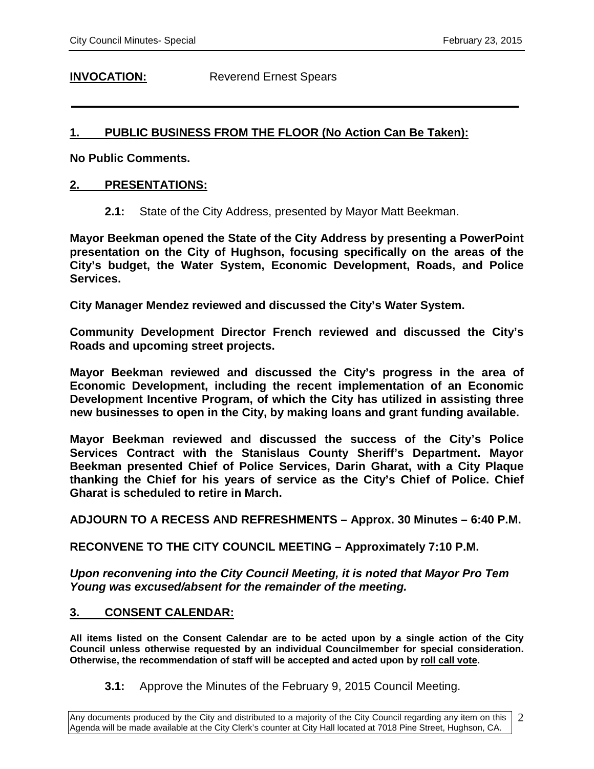**INVOCATION:** Reverend Ernest Spears

## 1. PUBLIC BUSINESS FROM THE FLOOR (No Action Can Be Taken):

**No Public Comments.**

## 2. PRESENTATIONS:

**2.1:** State of the City Address, presented by Mayor Matt Beekman.

**Mayor Beekman opened the State of the City Address by presenting a PowerPoint presentation on the City of Hughson, focusing specifically on the areas of the City's budget, the Water System, Economic Development, Roads, and Police Services.**

**City Manager Mendez reviewed and discussed the City's Water System.**

**Community Development Director French reviewed and discussed the City's Roads and upcoming street projects.**

**Mayor Beekman reviewed and discussed the City's progress in the area of Economic Development, including the recent implementation of an Economic Development Incentive Program, of which the City has utilized in assisting three new businesses to open in the City, by making loans and grant funding available.**

**Mayor Beekman reviewed and discussed the success of the City's Police Services Contract with the Stanislaus County Sheriff's Department. Mayor Beekman presented Chief of Police Services, Darin Gharat, with a City Plaque thanking the Chief for his years of service as the City's Chief of Police. Chief Gharat is scheduled to retire in March.**

**ADJOURN TO A RECESS AND REFRESHMENTS – Approx. 30 Minutes – 6:40 P.M.**

**RECONVENE TO THE CITY COUNCIL MEETING – Approximately 7:10 P.M.**

***Upon reconvening into the City Council Meeting, it is noted that Mayor Pro Tem Young was excused/absent for the remainder of the meeting.***

## 3. CONSENT CALENDAR:

**All items listed on the Consent Calendar are to be acted upon by a single action of the City Council unless otherwise requested by an individual Councilmember for special consideration. Otherwise, the recommendation of staff will be accepted and acted upon by roll call vote.**

**3.1:** Approve the Minutes of the February 9, 2015 Council Meeting.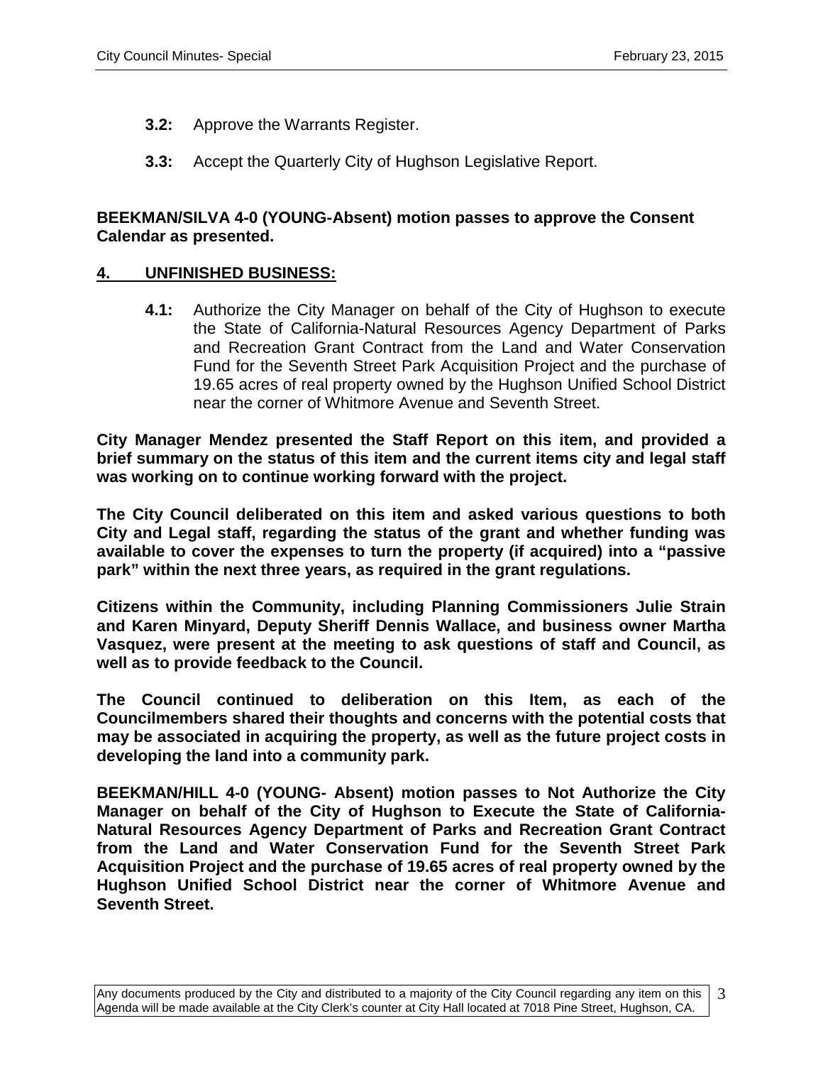**3.2:** Approve the Warrants Register.

**3.3:** Accept the Quarterly City of Hughson Legislative Report.

**BEEKMAN/SILVA 4-0 (YOUNG-Absent) motion passes to approve the Consent Calendar as presented.**

## 4. UNFINISHED BUSINESS:

**4.1:** Authorize the City Manager on behalf of the City of Hughson to execute the State of California-Natural Resources Agency Department of Parks and Recreation Grant Contract from the Land and Water Conservation Fund for the Seventh Street Park Acquisition Project and the purchase of 19.65 acres of real property owned by the Hughson Unified School District near the corner of Whitmore Avenue and Seventh Street.

**City Manager Mendez presented the Staff Report on this item, and provided a brief summary on the status of this item and the current items city and legal staff was working on to continue working forward with the project.**

**The City Council deliberated on this item and asked various questions to both City and Legal staff, regarding the status of the grant and whether funding was available to cover the expenses to turn the property (if acquired) into a "passive park" within the next three years, as required in the grant regulations.**

**Citizens within the Community, including Planning Commissioners Julie Strain and Karen Minyard, Deputy Sheriff Dennis Wallace, and business owner Martha Vasquez, were present at the meeting to ask questions of staff and Council, as well as to provide feedback to the Council.**

**The Council continued to deliberation on this Item, as each of the Councilmembers shared their thoughts and concerns with the potential costs that may be associated in acquiring the property, as well as the future project costs in developing the land into a community park.**

**BEEKMAN/HILL 4-0 (YOUNG- Absent) motion passes to Not Authorize the City Manager on behalf of the City of Hughson to Execute the State of California-Natural Resources Agency Department of Parks and Recreation Grant Contract from the Land and Water Conservation Fund for the Seventh Street Park Acquisition Project and the purchase of 19.65 acres of real property owned by the Hughson Unified School District near the corner of Whitmore Avenue and Seventh Street.**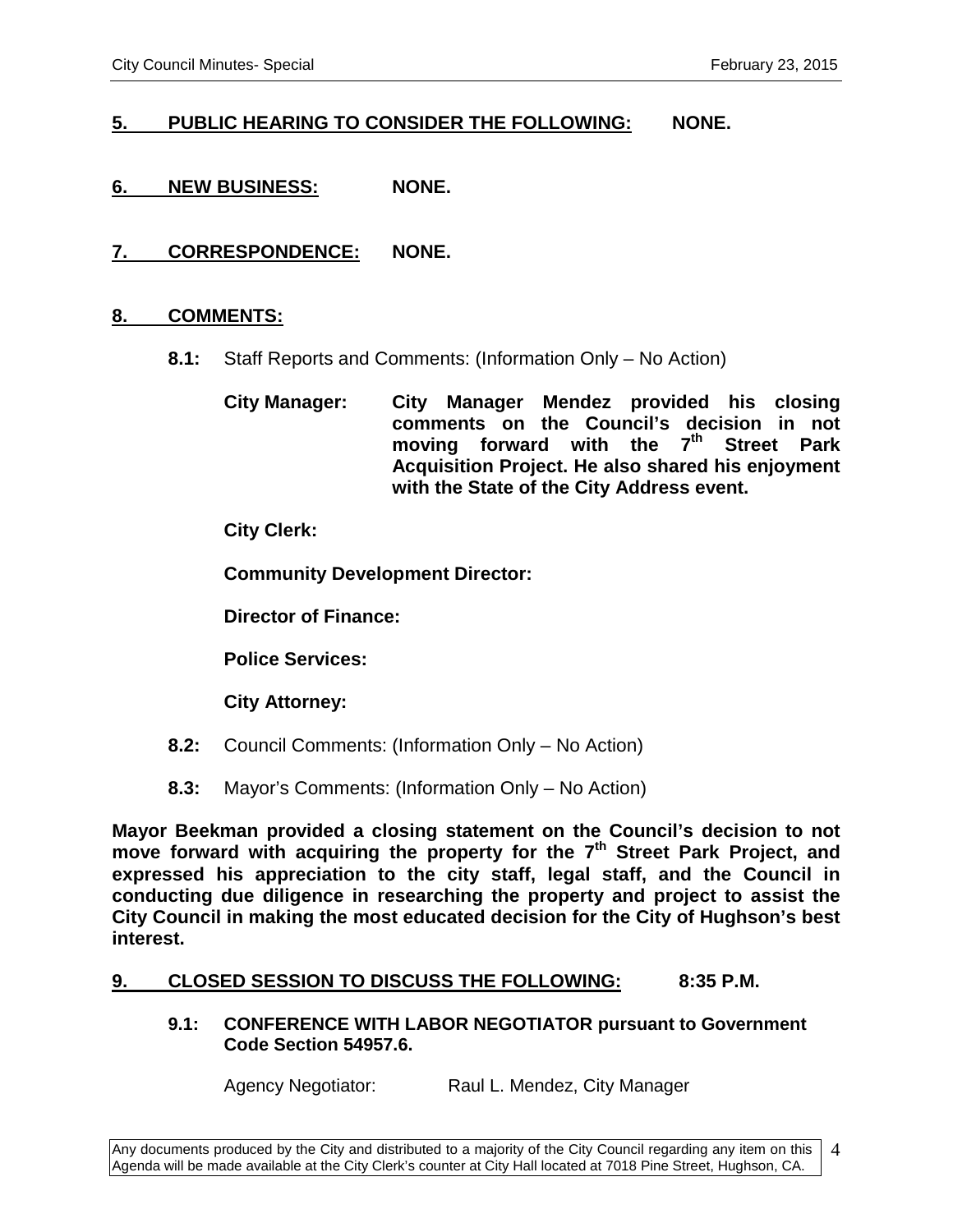**5. PUBLIC HEARING TO CONSIDER THE FOLLOWING: NONE.**

**6. NEW BUSINESS: NONE.**

**7. CORRESPONDENCE: NONE.**

**8. COMMENTS:**

**8.1:** Staff Reports and Comments: (Information Only – No Action)

**City Manager:** **City Manager Mendez provided his closing comments on the Council's decision in not moving forward with the 7th Street Park Acquisition Project. He also shared his enjoyment with the State of the City Address event.**

**City Clerk:**

**Community Development Director:**

**Director of Finance:**

**Police Services:**

**City Attorney:**

**8.2:** Council Comments: (Information Only – No Action)

**8.3:** Mayor's Comments: (Information Only – No Action)

**Mayor Beekman provided a closing statement on the Council's decision to not move forward with acquiring the property for the 7th Street Park Project, and expressed his appreciation to the city staff, legal staff, and the Council in conducting due diligence in researching the property and project to assist the City Council in making the most educated decision for the City of Hughson's best interest.**

**9. CLOSED SESSION TO DISCUSS THE FOLLOWING: 8:35 P.M.**

**9.1: CONFERENCE WITH LABOR NEGOTIATOR pursuant to Government Code Section 54957.6.**

Agency Negotiator: Raul L. Mendez, City Manager

Any documents produced by the City and distributed to a majority of the City Council regarding any item on this Agenda will be made available at the City Clerk's counter at City Hall located at 7018 Pine Street, Hughson, CA.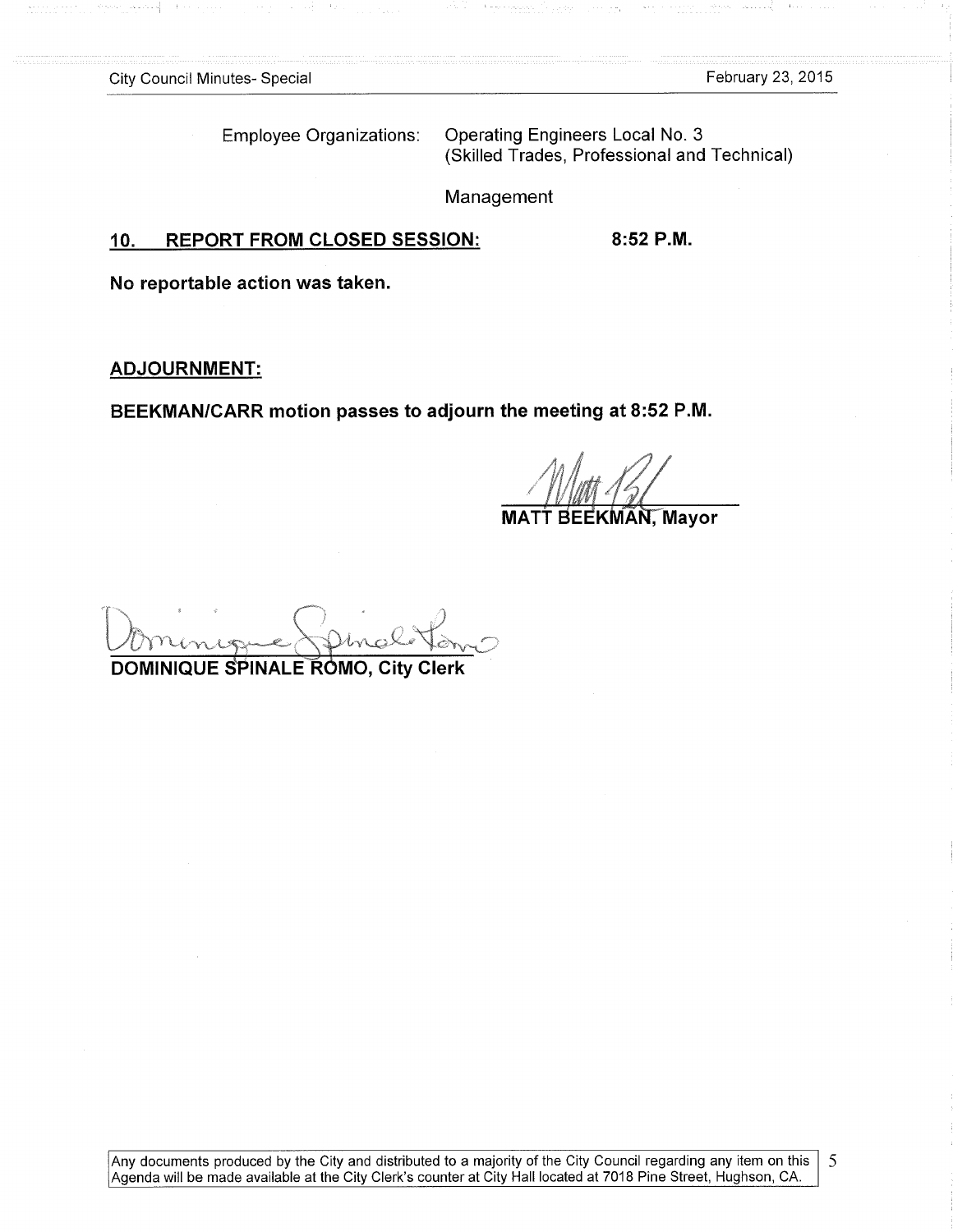Employee Organizations: Operating Engineers Local No. 3 (Skilled Trades, Professional and Technical)

Management

## 10. REPORT FROM CLOSED SESSION: 8:52 P.M.

**No reportable action was taken.**

## ADJOURNMENT:

**BEEKMAN/CARR motion passes to adjourn the meeting at 8:52 P.M.**

**MATT BEEKMAN, Mayor**

**DOMINIQUE SPINALE ROMO, City Clerk**

Any documents produced by the City and distributed to a majority of the City Council regarding any item on this Agenda will be made available at the City Clerk's counter at City Hall located at 7018 Pine Street, Hughson, CA.